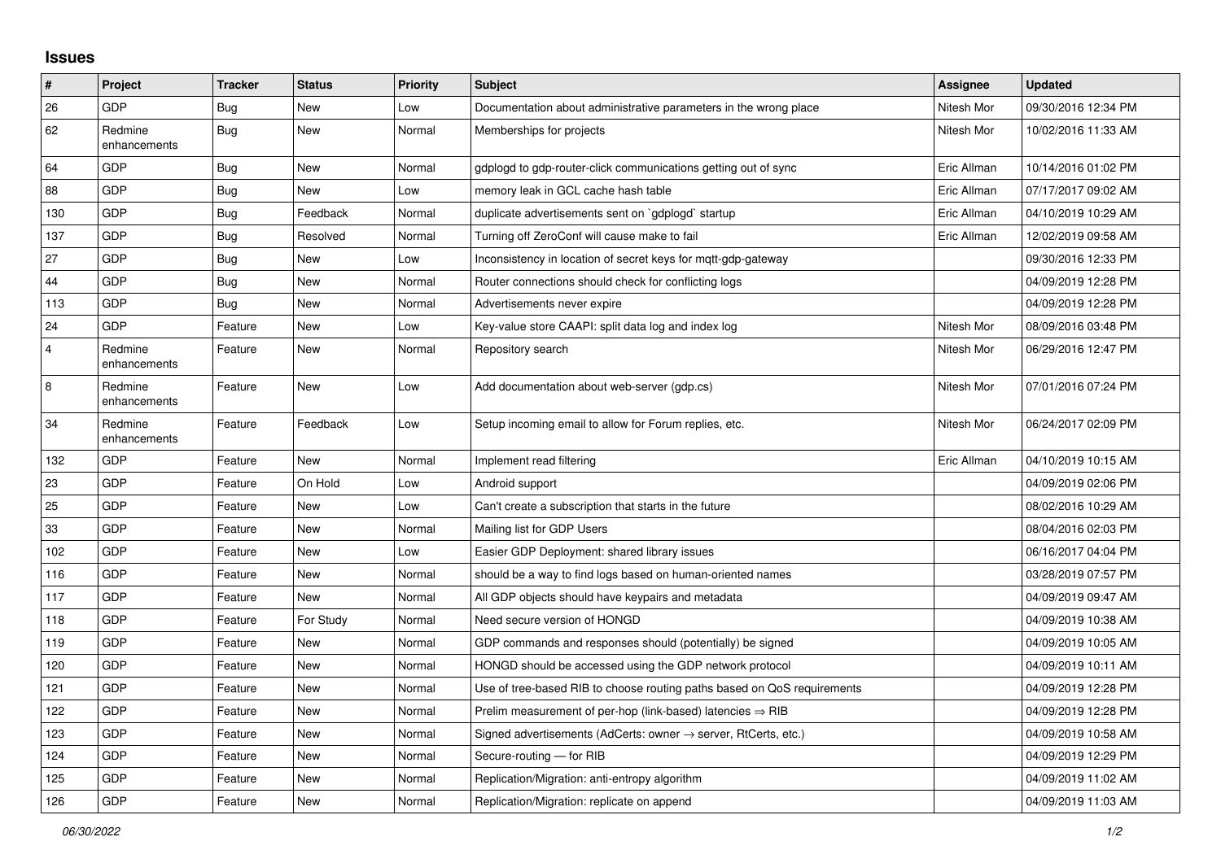## Issues

| # | Project | Tracker | Status | Priority | Subject | Assignee | Updated |
|---|---|---|---|---|---|---|---|
| 26 | GDP | Bug | New | Low | Documentation about administrative parameters in the wrong place | Nitesh Mor | 09/30/2016 12:34 PM |
| 62 | Redmine enhancements | Bug | New | Normal | Memberships for projects | Nitesh Mor | 10/02/2016 11:33 AM |
| 64 | GDP | Bug | New | Normal | gdplogd to gdp-router-click communications getting out of sync | Eric Allman | 10/14/2016 01:02 PM |
| 88 | GDP | Bug | New | Low | memory leak in GCL cache hash table | Eric Allman | 07/17/2017 09:02 AM |
| 130 | GDP | Bug | Feedback | Normal | duplicate advertisements sent on `gdplogd` startup | Eric Allman | 04/10/2019 10:29 AM |
| 137 | GDP | Bug | Resolved | Normal | Turning off ZeroConf will cause make to fail | Eric Allman | 12/02/2019 09:58 AM |
| 27 | GDP | Bug | New | Low | Inconsistency in location of secret keys for mqtt-gdp-gateway | | 09/30/2016 12:33 PM |
| 44 | GDP | Bug | New | Normal | Router connections should check for conflicting logs | | 04/09/2019 12:28 PM |
| 113 | GDP | Bug | New | Normal | Advertisements never expire | | 04/09/2019 12:28 PM |
| 24 | GDP | Feature | New | Low | Key-value store CAAPI: split data log and index log | Nitesh Mor | 08/09/2016 03:48 PM |
| 4 | Redmine enhancements | Feature | New | Normal | Repository search | Nitesh Mor | 06/29/2016 12:47 PM |
| 8 | Redmine enhancements | Feature | New | Low | Add documentation about web-server (gdp.cs) | Nitesh Mor | 07/01/2016 07:24 PM |
| 34 | Redmine enhancements | Feature | Feedback | Low | Setup incoming email to allow for Forum replies, etc. | Nitesh Mor | 06/24/2017 02:09 PM |
| 132 | GDP | Feature | New | Normal | Implement read filtering | Eric Allman | 04/10/2019 10:15 AM |
| 23 | GDP | Feature | On Hold | Low | Android support | | 04/09/2019 02:06 PM |
| 25 | GDP | Feature | New | Low | Can't create a subscription that starts in the future | | 08/02/2016 10:29 AM |
| 33 | GDP | Feature | New | Normal | Mailing list for GDP Users | | 08/04/2016 02:03 PM |
| 102 | GDP | Feature | New | Low | Easier GDP Deployment: shared library issues | | 06/16/2017 04:04 PM |
| 116 | GDP | Feature | New | Normal | should be a way to find logs based on human-oriented names | | 03/28/2019 07:57 PM |
| 117 | GDP | Feature | New | Normal | All GDP objects should have keypairs and metadata | | 04/09/2019 09:47 AM |
| 118 | GDP | Feature | For Study | Normal | Need secure version of HONGD | | 04/09/2019 10:38 AM |
| 119 | GDP | Feature | New | Normal | GDP commands and responses should (potentially) be signed | | 04/09/2019 10:05 AM |
| 120 | GDP | Feature | New | Normal | HONGD should be accessed using the GDP network protocol | | 04/09/2019 10:11 AM |
| 121 | GDP | Feature | New | Normal | Use of tree-based RIB to choose routing paths based on QoS requirements | | 04/09/2019 12:28 PM |
| 122 | GDP | Feature | New | Normal | Prelim measurement of per-hop (link-based) latencies ⇒ RIB | | 04/09/2019 12:28 PM |
| 123 | GDP | Feature | New | Normal | Signed advertisements (AdCerts: owner → server, RtCerts, etc.) | | 04/09/2019 10:58 AM |
| 124 | GDP | Feature | New | Normal | Secure-routing — for RIB | | 04/09/2019 12:29 PM |
| 125 | GDP | Feature | New | Normal | Replication/Migration: anti-entropy algorithm | | 04/09/2019 11:02 AM |
| 126 | GDP | Feature | New | Normal | Replication/Migration: replicate on append | | 04/09/2019 11:03 AM |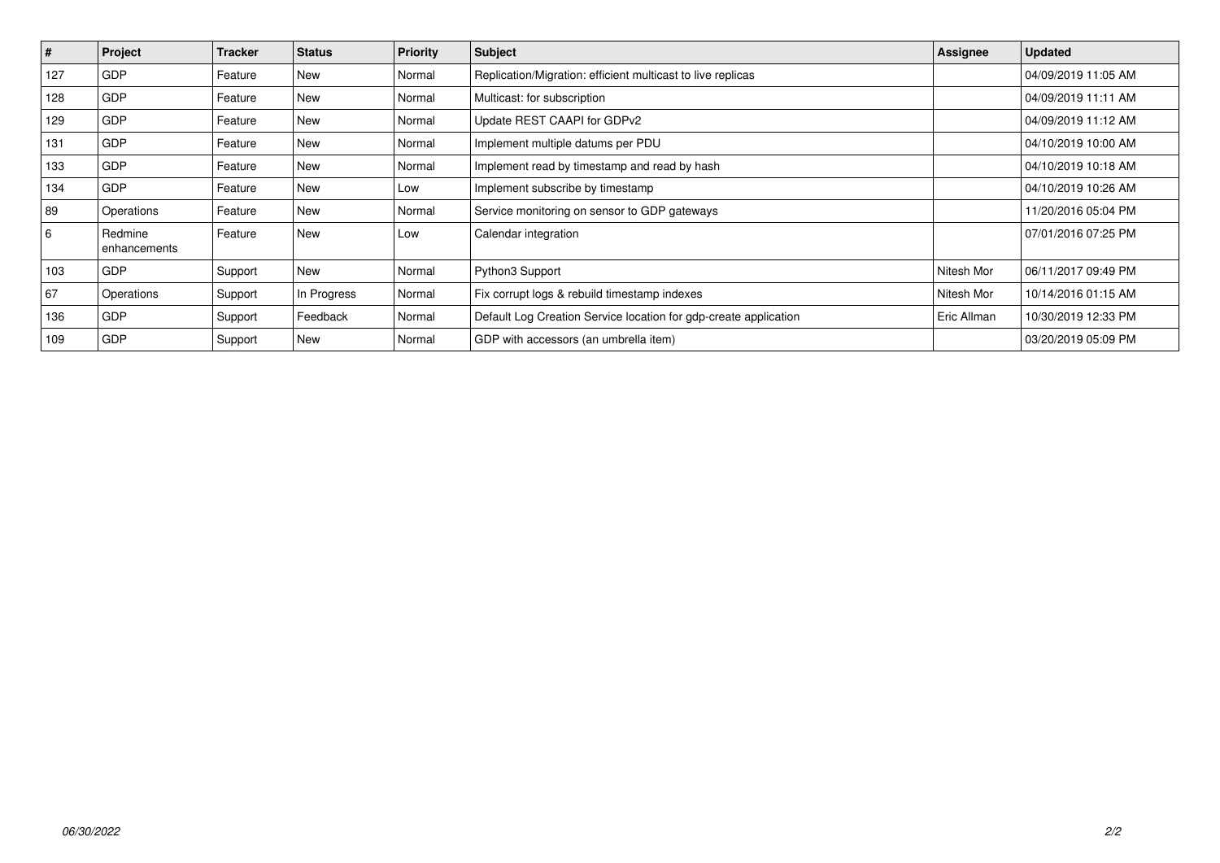| # | Project | Tracker | Status | Priority | Subject | Assignee | Updated |
|---|---|---|---|---|---|---|---|
| 127 | GDP | Feature | New | Normal | Replication/Migration: efficient multicast to live replicas | | 04/09/2019 11:05 AM |
| 128 | GDP | Feature | New | Normal | Multicast: for subscription | | 04/09/2019 11:11 AM |
| 129 | GDP | Feature | New | Normal | Update REST CAAPI for GDPv2 | | 04/09/2019 11:12 AM |
| 131 | GDP | Feature | New | Normal | Implement multiple datums per PDU | | 04/10/2019 10:00 AM |
| 133 | GDP | Feature | New | Normal | Implement read by timestamp and read by hash | | 04/10/2019 10:18 AM |
| 134 | GDP | Feature | New | Low | Implement subscribe by timestamp | | 04/10/2019 10:26 AM |
| 89 | Operations | Feature | New | Normal | Service monitoring on sensor to GDP gateways | | 11/20/2016 05:04 PM |
| 6 | Redmine enhancements | Feature | New | Low | Calendar integration | | 07/01/2016 07:25 PM |
| 103 | GDP | Support | New | Normal | Python3 Support | Nitesh Mor | 06/11/2017 09:49 PM |
| 67 | Operations | Support | In Progress | Normal | Fix corrupt logs & rebuild timestamp indexes | Nitesh Mor | 10/14/2016 01:15 AM |
| 136 | GDP | Support | Feedback | Normal | Default Log Creation Service location for gdp-create application | Eric Allman | 10/30/2019 12:33 PM |
| 109 | GDP | Support | New | Normal | GDP with accessors (an umbrella item) | | 03/20/2019 05:09 PM |

*06/30/2022*